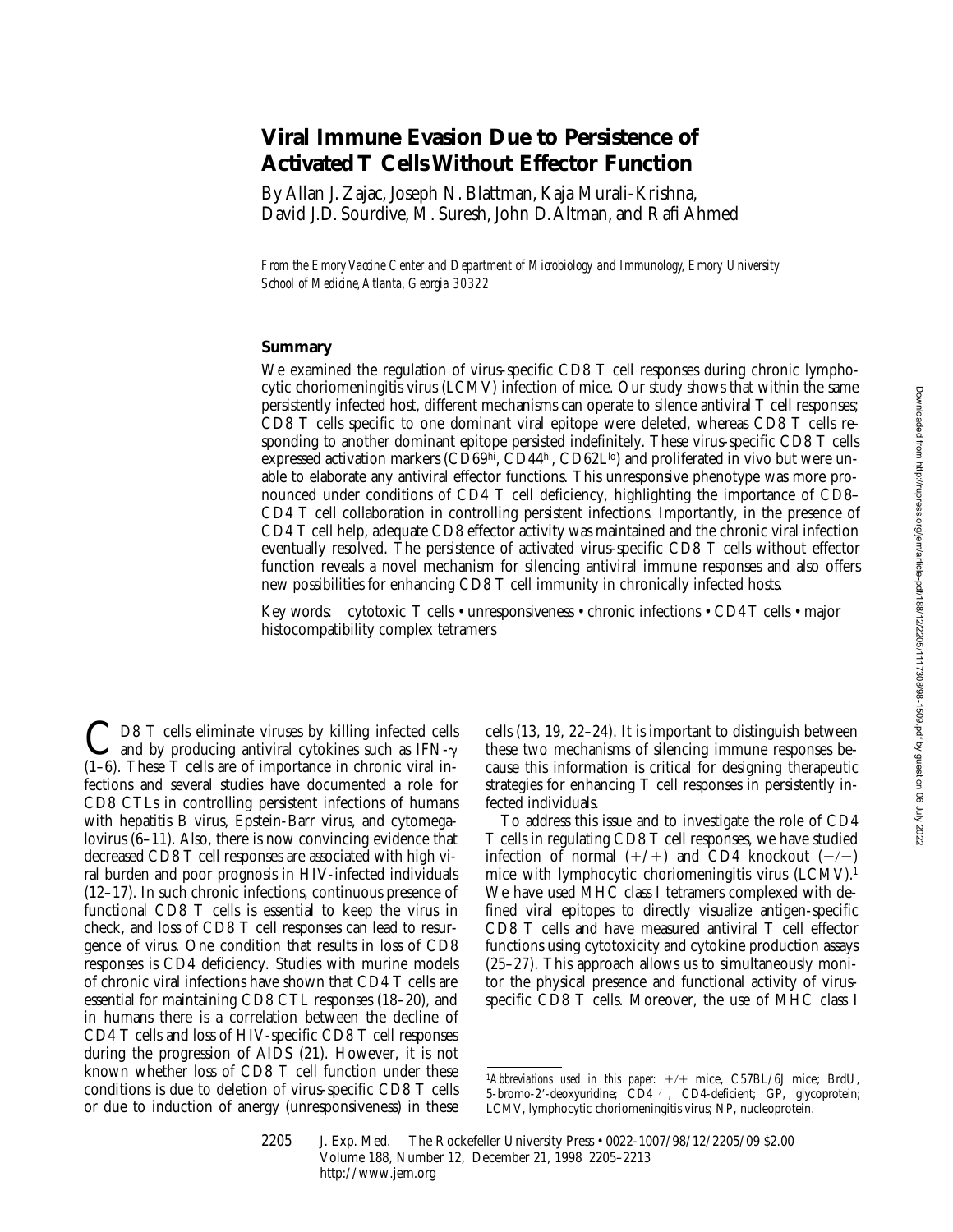# Viral Immune Evasion Due to Persistence of Activated T Cells Without Effector Function

By Allan J. Zajac, Joseph N. Blattman, Kaja Murali-Krishna, David J.D. Sourdive, M. Suresh, John D. Altman, and Rafi Ahmed

*From the Emory Vaccine Center and Department of Microbiology and Immunology, Emory University School of Medicine, Atlanta, Georgia 30322*

## Summary

We examined the regulation of virus-specific CD8 T cell responses during chronic lymphocytic choriomeningitis virus (LCMV) infection of mice. Our study shows that within the same persistently infected host, different mechanisms can operate to silence antiviral T cell responses; CD8 T cells specific to one dominant viral epitope were deleted, whereas CD8 T cells responding to another dominant epitope persisted indefinitely. These virus-specific CD8 T cells expressed activation markers (CD69$^{hi}$, CD44$^{hi}$, CD62L$^{lo}$) and proliferated in vivo but were unable to elaborate any antiviral effector functions. This unresponsive phenotype was more pronounced under conditions of CD4 T cell deficiency, highlighting the importance of CD8–CD4 T cell collaboration in controlling persistent infections. Importantly, in the presence of CD4 T cell help, adequate CD8 effector activity was maintained and the chronic viral infection eventually resolved. The persistence of activated virus-specific CD8 T cells without effector function reveals a novel mechanism for silencing antiviral immune responses and also offers new possibilities for enhancing CD8 T cell immunity in chronically infected hosts.

Key words: cytotoxic T cells • unresponsiveness • chronic infections • CD4 T cells • major histocompatibility complex tetramers

CD8 T cells eliminate viruses by killing infected cells and by producing antiviral cytokines such as IFN-γ (1–6). These T cells are of importance in chronic viral infections and several studies have documented a role for CD8 CTLs in controlling persistent infections of humans with hepatitis B virus, Epstein-Barr virus, and cytomegalovirus (6–11). Also, there is now convincing evidence that decreased CD8 T cell responses are associated with high viral burden and poor prognosis in HIV-infected individuals (12–17). In such chronic infections, continuous presence of functional CD8 T cells is essential to keep the virus in check, and loss of CD8 T cell responses can lead to resurgence of virus. One condition that results in loss of CD8 responses is CD4 deficiency. Studies with murine models of chronic viral infections have shown that CD4 T cells are essential for maintaining CD8 CTL responses (18–20), and in humans there is a correlation between the decline of CD4 T cells and loss of HIV-specific CD8 T cell responses during the progression of AIDS (21). However, it is not known whether loss of CD8 T cell function under these conditions is due to deletion of virus-specific CD8 T cells or due to induction of anergy (unresponsiveness) in these cells (13, 19, 22–24). It is important to distinguish between these two mechanisms of silencing immune responses because this information is critical for designing therapeutic strategies for enhancing T cell responses in persistently infected individuals.

To address this issue and to investigate the role of CD4 T cells in regulating CD8 T cell responses, we have studied infection of normal (+/+) and CD4 knockout (−/−) mice with lymphocytic choriomeningitis virus (LCMV).[1] We have used MHC class I tetramers complexed with defined viral epitopes to directly visualize antigen-specific CD8 T cells and have measured antiviral T cell effector functions using cytotoxicity and cytokine production assays (25–27). This approach allows us to simultaneously monitor the physical presence and functional activity of virus-specific CD8 T cells. Moreover, the use of MHC class I

[1] *Abbreviations used in this paper:* +/+ mice, C57BL/6J mice; BrdU, 5-bromo-2′-deoxyuridine; CD4$^{-/-}$, CD4-deficient; GP, glycoprotein; LCMV, lymphocytic choriomeningitis virus; NP, nucleoprotein.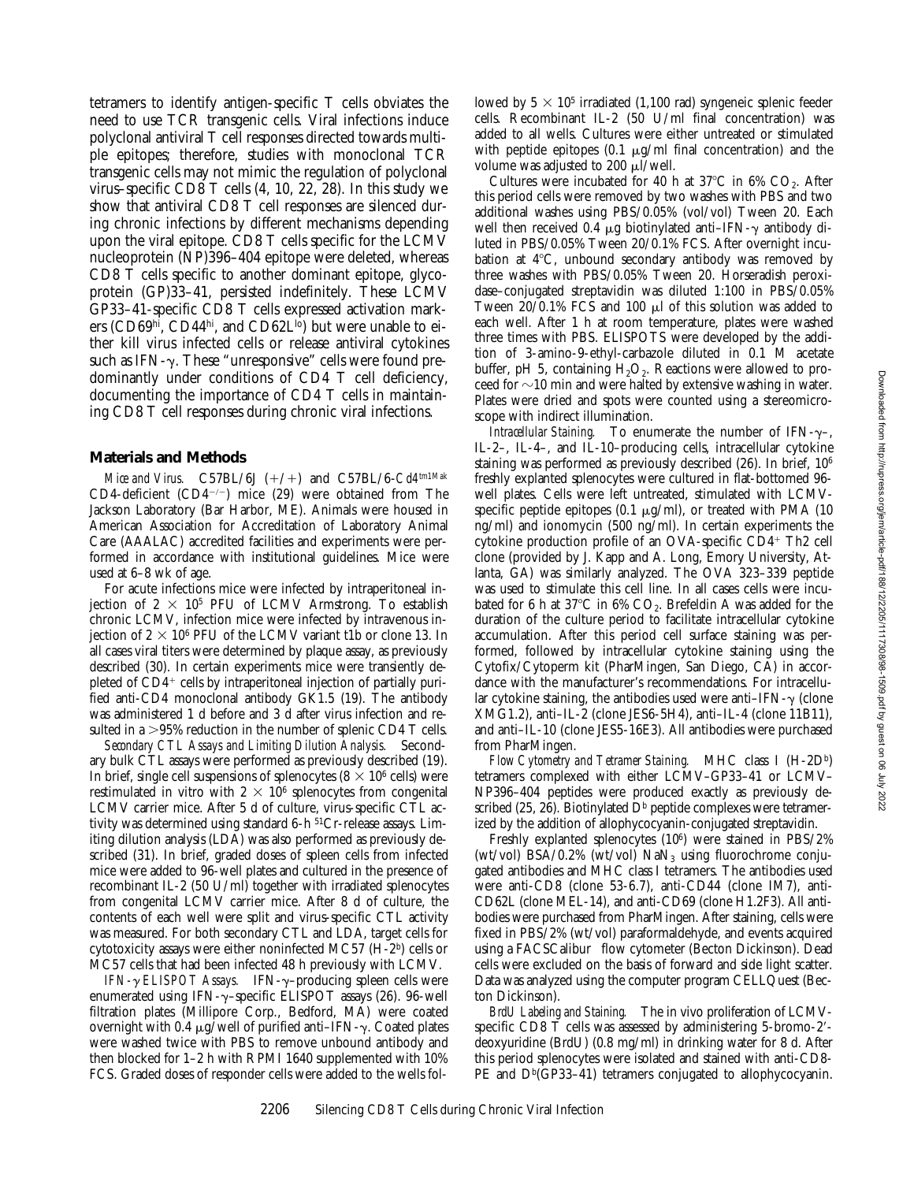tetramers to identify antigen-specific T cells obviates the need to use TCR transgenic cells. Viral infections induce polyclonal antiviral T cell responses directed towards multiple epitopes; therefore, studies with monoclonal TCR transgenic cells may not mimic the regulation of polyclonal virus-specific CD8 T cells (4, 10, 22, 28). In this study we show that antiviral CD8 T cell responses are silenced during chronic infections by different mechanisms depending upon the viral epitope. CD8 T cells specific for the LCMV nucleoprotein (NP)396–404 epitope were deleted, whereas CD8 T cells specific to another dominant epitope, glycoprotein (GP)33–41, persisted indefinitely. These LCMV GP33–41-specific CD8 T cells expressed activation markers ($CD69^{hi}$, $CD44^{hi}$, and $CD62L^{lo}$) but were unable to either kill virus infected cells or release antiviral cytokines such as IFN-γ. These "unresponsive" cells were found predominantly under conditions of CD4 T cell deficiency, documenting the importance of CD4 T cells in maintaining CD8 T cell responses during chronic viral infections.

## Materials and Methods

*Mice and Virus.* C57BL/6J (+/+) and C57BL/6-$Cd4^{tm1Mak}$ CD4-deficient ($CD4^{-/-}$) mice (29) were obtained from The Jackson Laboratory (Bar Harbor, ME). Animals were housed in American Association for Accreditation of Laboratory Animal Care (AAALAC) accredited facilities and experiments were performed in accordance with institutional guidelines. Mice were used at 6–8 wk of age.

For acute infections mice were infected by intraperitoneal injection of $2 \times 10^5$ PFU of LCMV Armstrong. To establish chronic LCMV, infection mice were infected by intravenous injection of $2 \times 10^6$ PFU of the LCMV variant t1b or clone 13. In all cases viral titers were determined by plaque assay, as previously described (30). In certain experiments mice were transiently depleted of $CD4^+$ cells by intraperitoneal injection of partially purified anti-CD4 monoclonal antibody GK1.5 (19). The antibody was administered 1 d before and 3 d after virus infection and resulted in a >95% reduction in the number of splenic CD4 T cells.

*Secondary CTL Assays and Limiting Dilution Analysis.* Secondary bulk CTL assays were performed as previously described (19). In brief, single cell suspensions of splenocytes ($8 \times 10^6$ cells) were restimulated in vitro with $2 \times 10^6$ splenocytes from congenital LCMV carrier mice. After 5 d of culture, virus-specific CTL activity was determined using standard 6-h $^{51}Cr$-release assays. Limiting dilution analysis (LDA) was also performed as previously described (31). In brief, graded doses of spleen cells from infected mice were added to 96-well plates and cultured in the presence of recombinant IL-2 (50 U/ml) together with irradiated splenocytes from congenital LCMV carrier mice. After 8 d of culture, the contents of each well were split and virus-specific CTL activity was measured. For both secondary CTL and LDA, target cells for cytotoxicity assays were either noninfected MC57 (H-$2^b$) cells or MC57 cells that had been infected 48 h previously with LCMV.

*IFN-γ ELISPOT Assays.* IFN-γ–producing spleen cells were enumerated using IFN-γ–specific ELISPOT assays (26). 96-well filtration plates (Millipore Corp., Bedford, MA) were coated overnight with 0.4 μg/well of purified anti–IFN-γ. Coated plates were washed twice with PBS to remove unbound antibody and then blocked for 1–2 h with RPMI 1640 supplemented with 10% FCS. Graded doses of responder cells were added to the wells followed by $5 \times 10^5$ irradiated (1,100 rad) syngeneic splenic feeder cells. Recombinant IL-2 (50 U/ml final concentration) was added to all wells. Cultures were either untreated or stimulated with peptide epitopes (0.1 μg/ml final concentration) and the volume was adjusted to 200 μl/well.

Cultures were incubated for 40 h at 37°C in 6% $CO_2$. After this period cells were removed by two washes with PBS and two additional washes using PBS/0.05% (vol/vol) Tween 20. Each well then received 0.4 μg biotinylated anti–IFN-γ antibody diluted in PBS/0.05% Tween 20/0.1% FCS. After overnight incubation at 4°C, unbound secondary antibody was removed by three washes with PBS/0.05% Tween 20. Horseradish peroxidase–conjugated streptavidin was diluted 1:100 in PBS/0.05% Tween 20/0.1% FCS and 100 μl of this solution was added to each well. After 1 h at room temperature, plates were washed three times with PBS. ELISPOTS were developed by the addition of 3-amino-9-ethyl-carbazole diluted in 0.1 M acetate buffer, pH 5, containing $H_2O_2$. Reactions were allowed to proceed for ~10 min and were halted by extensive washing in water. Plates were dried and spots were counted using a stereomicroscope with indirect illumination.

*Intracellular Staining.* To enumerate the number of IFN-γ–, IL-2–, IL-4–, and IL-10–producing cells, intracellular cytokine staining was performed as previously described (26). In brief, $10^6$ freshly explanted splenocytes were cultured in flat-bottomed 96-well plates. Cells were left untreated, stimulated with LCMV-specific peptide epitopes (0.1 μg/ml), or treated with PMA (10 ng/ml) and ionomycin (500 ng/ml). In certain experiments the cytokine production profile of an OVA-specific $CD4^+$ Th2 cell clone (provided by J. Kapp and A. Long, Emory University, Atlanta, GA) was similarly analyzed. The OVA 323–339 peptide was used to stimulate this cell line. In all cases cells were incubated for 6 h at 37°C in 6% $CO_2$. Brefeldin A was added for the duration of the culture period to facilitate intracellular cytokine accumulation. After this period cell surface staining was performed, followed by intracellular cytokine staining using the Cytofix/Cytoperm kit (PharMingen, San Diego, CA) in accordance with the manufacturer's recommendations. For intracellular cytokine staining, the antibodies used were anti–IFN-γ (clone XMG1.2), anti–IL-2 (clone JES6-5H4), anti–IL-4 (clone 11B11), and anti–IL-10 (clone JES5-16E3). All antibodies were purchased from PharMingen.

*Flow Cytometry and Tetramer Staining.* MHC class I (H-$2D^b$) tetramers complexed with either LCMV–GP33–41 or LCMV–NP396–404 peptides were produced exactly as previously described (25, 26). Biotinylated $D^b$ peptide complexes were tetramerized by the addition of allophycocyanin-conjugated streptavidin.

Freshly explanted splenocytes ($10^6$) were stained in PBS/2% (wt/vol) BSA/0.2% (wt/vol) $NaN_3$ using fluorochrome conjugated antibodies and MHC class I tetramers. The antibodies used were anti-CD8 (clone 53-6.7), anti-CD44 (clone IM7), anti-CD62L (clone MEL-14), and anti-CD69 (clone H1.2F3). All antibodies were purchased from PharMingen. After staining, cells were fixed in PBS/2% (wt/vol) paraformaldehyde, and events acquired using a FACSCalibur flow cytometer (Becton Dickinson). Dead cells were excluded on the basis of forward and side light scatter. Data was analyzed using the computer program CELLQuest (Becton Dickinson).

*BrdU Labeling and Staining.* The in vivo proliferation of LCMV-specific CD8 T cells was assessed by administering 5-bromo-2′-deoxyuridine (BrdU) (0.8 mg/ml) in drinking water for 8 d. After this period splenocytes were isolated and stained with anti-CD8-PE and $D^b$(GP33–41) tetramers conjugated to allophycocyanin.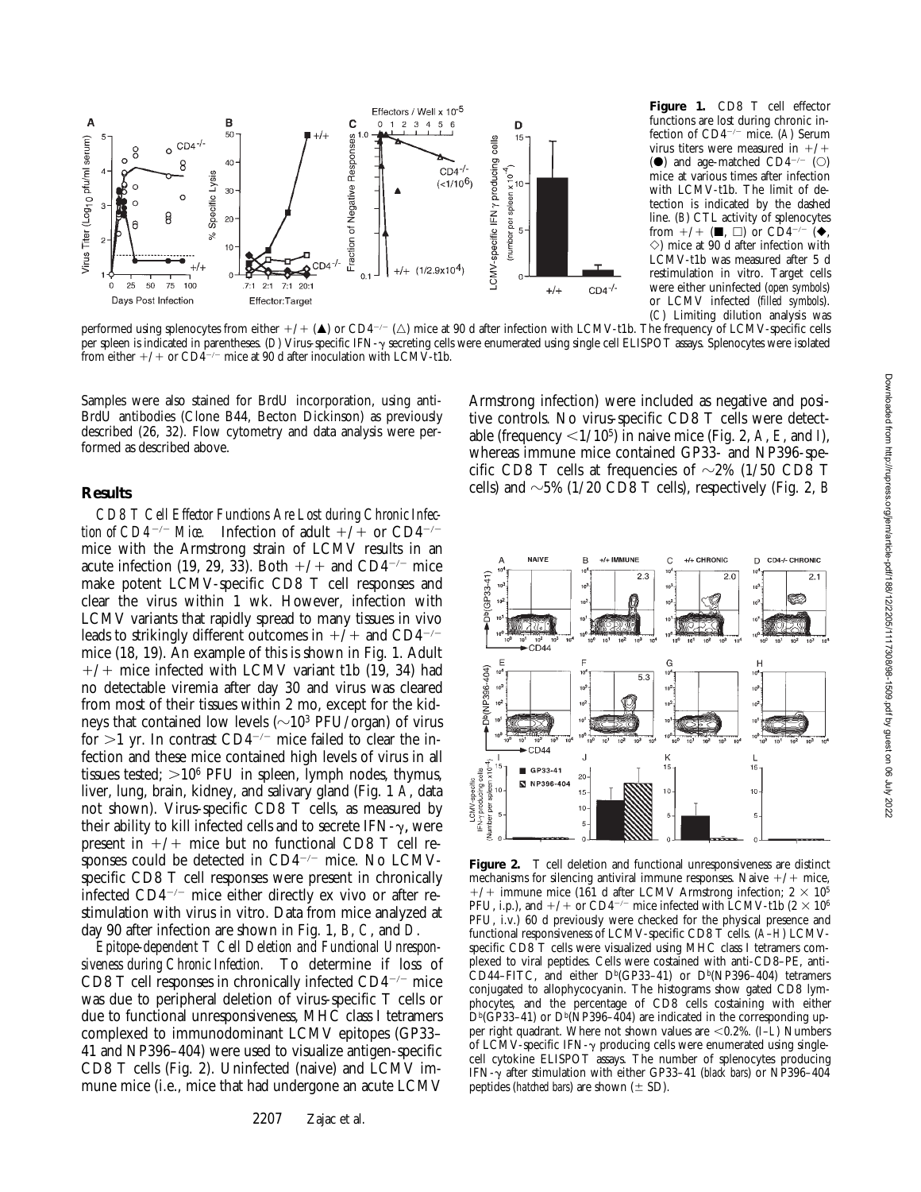**Figure 1.** CD8 T cell effector functions are lost during chronic infection of $CD4^{-/-}$ mice. (*A*) Serum virus titers were measured in +/+ (●) and age-matched $CD4^{-/-}$ (○) mice at various times after infection with LCMV-t1b. The limit of detection is indicated by the dashed line. (*B*) CTL activity of splenocytes from +/+ (■, □) or $CD4^{-/-}$ (◆, ◇) mice at 90 d after infection with LCMV-t1b was measured after 5 d restimulation in vitro. Target cells were either uninfected (*open symbols*) or LCMV infected (*filled symbols*). (*C*) Limiting dilution analysis was performed using splenocytes from either +/+ (▲) or $CD4^{-/-}$ (△) mice at 90 d after infection with LCMV-t1b. The frequency of LCMV-specific cells per spleen is indicated in parentheses. (*D*) Virus-specific IFN-γ secreting cells were enumerated using single cell ELISPOT assays. Splenocytes were isolated from either +/+ or $CD4^{-/-}$ mice at 90 d after inoculation with LCMV-t1b.

Samples were also stained for BrdU incorporation, using anti-BrdU antibodies (Clone B44, Becton Dickinson) as previously described (26, 32). Flow cytometry and data analysis were performed as described above.

## Results

*CD8 T Cell Effector Functions Are Lost during Chronic Infection of $CD4^{-/-}$ Mice.* Infection of adult +/+ or $CD4^{-/-}$ mice with the Armstrong strain of LCMV results in an acute infection (19, 29, 33). Both +/+ and $CD4^{-/-}$ mice make potent LCMV-specific CD8 T cell responses and clear the virus within 1 wk. However, infection with LCMV variants that rapidly spread to many tissues in vivo leads to strikingly different outcomes in +/+ and $CD4^{-/-}$ mice (18, 19). An example of this is shown in Fig. 1. Adult +/+ mice infected with LCMV variant t1b (19, 34) had no detectable viremia after day 30 and virus was cleared from most of their tissues within 2 mo, except for the kidneys that contained low levels (~$10^3$ PFU/organ) of virus for >1 yr. In contrast $CD4^{-/-}$ mice failed to clear the infection and these mice contained high levels of virus in all tissues tested; >$10^6$ PFU in spleen, lymph nodes, thymus, liver, lung, brain, kidney, and salivary gland (Fig. 1 *A*, data not shown). Virus-specific CD8 T cells, as measured by their ability to kill infected cells and to secrete IFN-γ, were present in +/+ mice but no functional CD8 T cell responses could be detected in $CD4^{-/-}$ mice. No LCMV-specific CD8 T cell responses were present in chronically infected $CD4^{-/-}$ mice either directly ex vivo or after restimulation with virus in vitro. Data from mice analyzed at day 90 after infection are shown in Fig. 1, *B*, *C*, and *D*.

*Epitope-dependent T Cell Deletion and Functional Unresponsiveness during Chronic Infection.* To determine if loss of CD8 T cell responses in chronically infected $CD4^{-/-}$ mice was due to peripheral deletion of virus-specific T cells or due to functional unresponsiveness, MHC class I tetramers complexed to immunodominant LCMV epitopes (GP33–41 and NP396–404) were used to visualize antigen-specific CD8 T cells (Fig. 2). Uninfected (naive) and LCMV immune mice (i.e., mice that had undergone an acute LCMV Armstrong infection) were included as negative and positive controls. No virus-specific CD8 T cells were detectable (frequency <$1/10^5$) in naive mice (Fig. 2, *A*, *E*, and *I*), whereas immune mice contained GP33- and NP396-specific CD8 T cells at frequencies of ~2% (1/50 CD8 T cells) and ~5% (1/20 CD8 T cells), respectively (Fig. 2, *B*

**Figure 2.** T cell deletion and functional unresponsiveness are distinct mechanisms for silencing antiviral immune responses. Naive +/+ mice, +/+ immune mice (161 d after LCMV Armstrong infection; $2 \times 10^5$ PFU, i.p.), and +/+ or $CD4^{-/-}$ mice infected with LCMV-t1b ($2 \times 10^6$ PFU, i.v.) 60 d previously were checked for the physical presence and functional responsiveness of LCMV-specific CD8 T cells. (*A–H*) LCMV-specific CD8 T cells were visualized using MHC class I tetramers complexed to viral peptides. Cells were costained with anti-CD8-PE, anti-CD44-FITC, and either $D^b$(GP33–41) or $D^b$(NP396–404) tetramers conjugated to allophycocyanin. The histograms show gated CD8 lymphocytes, and the percentage of CD8 cells costaining with either $D^b$(GP33–41) or $D^b$(NP396–404) are indicated in the corresponding upper right quadrant. Where not shown values are <0.2%. (*I–L*) Numbers of LCMV-specific IFN-γ producing cells were enumerated using single-cell cytokine ELISPOT assays. The number of splenocytes producing IFN-γ after stimulation with either GP33–41 (*black bars*) or NP396–404 peptides (*hatched bars*) are shown (± SD).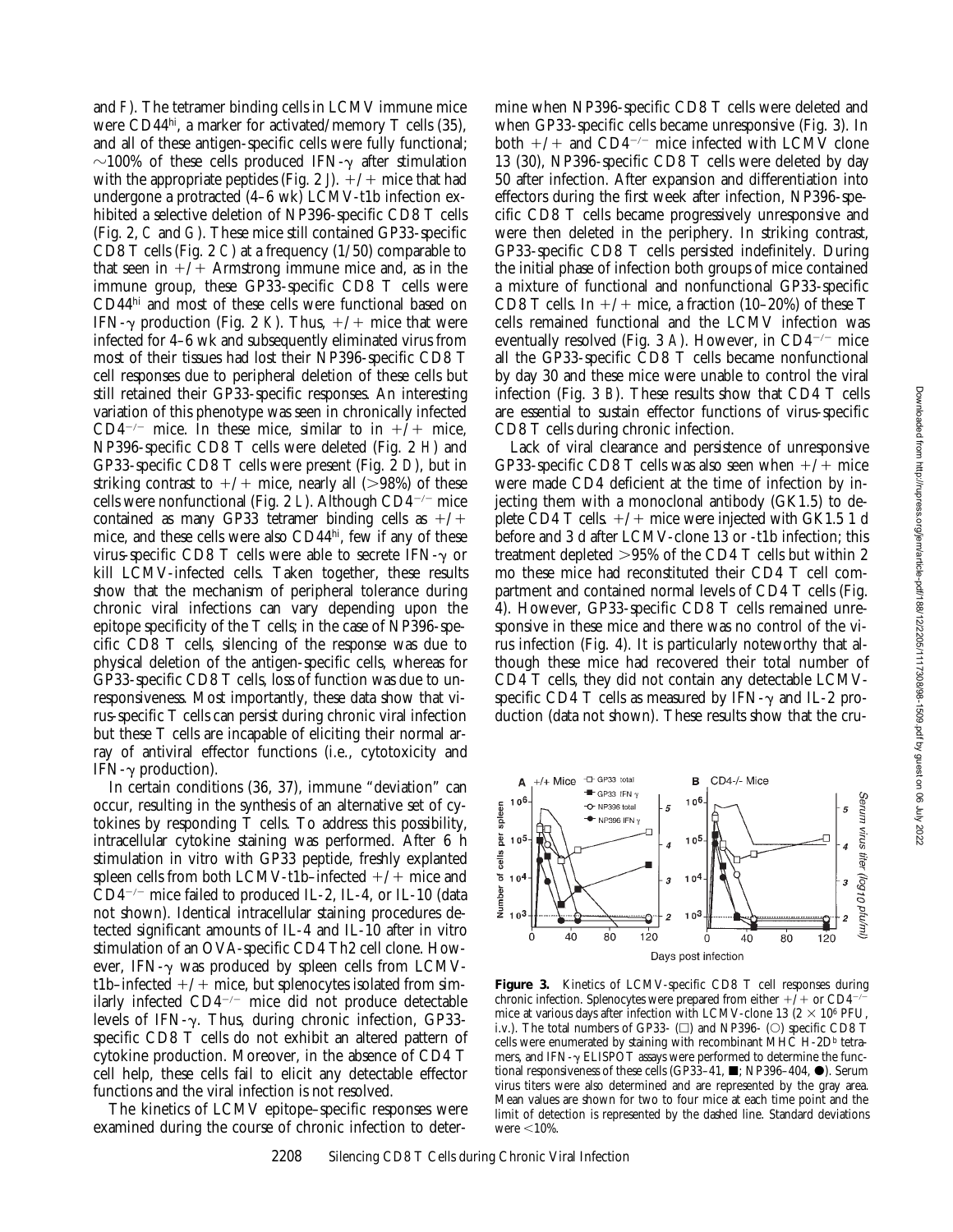and *F*). The tetramer binding cells in LCMV immune mice were CD44[hi], a marker for activated/memory T cells (35), and all of these antigen-specific cells were fully functional; ~100% of these cells produced IFN-γ after stimulation with the appropriate peptides (Fig. 2 *J*). +/+ mice that had undergone a protracted (4–6 wk) LCMV-t1b infection exhibited a selective deletion of NP396-specific CD8 T cells (Fig. 2, *C* and *G*). These mice still contained GP33-specific CD8 T cells (Fig. 2 *C*) at a frequency (1/50) comparable to that seen in +/+ Armstrong immune mice and, as in the immune group, these GP33-specific CD8 T cells were CD44[hi] and most of these cells were functional based on IFN-γ production (Fig. 2 *K*). Thus, +/+ mice that were infected for 4–6 wk and subsequently eliminated virus from most of their tissues had lost their NP396-specific CD8 T cell responses due to peripheral deletion of these cells but still retained their GP33-specific responses. An interesting variation of this phenotype was seen in chronically infected CD4$^{-/-}$ mice. In these mice, similar to in +/+ mice, NP396-specific CD8 T cells were deleted (Fig. 2 *H*) and GP33-specific CD8 T cells were present (Fig. 2 *D*), but in striking contrast to +/+ mice, nearly all (>98%) of these cells were nonfunctional (Fig. 2 *L*). Although CD4$^{-/-}$ mice contained as many GP33 tetramer binding cells as +/+ mice, and these cells were also CD44[hi], few if any of these virus-specific CD8 T cells were able to secrete IFN-γ or kill LCMV-infected cells. Taken together, these results show that the mechanism of peripheral tolerance during chronic viral infections can vary depending upon the epitope specificity of the T cells; in the case of NP396-specific CD8 T cells, silencing of the response was due to physical deletion of the antigen-specific cells, whereas for GP33-specific CD8 T cells, loss of function was due to unresponsiveness. Most importantly, these data show that virus-specific T cells can persist during chronic viral infection but these T cells are incapable of eliciting their normal array of antiviral effector functions (i.e., cytotoxicity and IFN-γ production).

In certain conditions (36, 37), immune "deviation" can occur, resulting in the synthesis of an alternative set of cytokines by responding T cells. To address this possibility, intracellular cytokine staining was performed. After 6 h stimulation in vitro with GP33 peptide, freshly explanted spleen cells from both LCMV-t1b–infected +/+ mice and CD4$^{-/-}$ mice failed to produced IL-2, IL-4, or IL-10 (data not shown). Identical intracellular staining procedures detected significant amounts of IL-4 and IL-10 after in vitro stimulation of an OVA-specific CD4 Th2 cell clone. However, IFN-γ was produced by spleen cells from LCMV-t1b–infected +/+ mice, but splenocytes isolated from similarly infected CD4$^{-/-}$ mice did not produce detectable levels of IFN-γ. Thus, during chronic infection, GP33-specific CD8 T cells do not exhibit an altered pattern of cytokine production. Moreover, in the absence of CD4 T cell help, these cells fail to elicit any detectable effector functions and the viral infection is not resolved.

The kinetics of LCMV epitope–specific responses were examined during the course of chronic infection to determine when NP396-specific CD8 T cells were deleted and when GP33-specific cells became unresponsive (Fig. 3). In both +/+ and CD4$^{-/-}$ mice infected with LCMV clone 13 (30), NP396-specific CD8 T cells were deleted by day 50 after infection. After expansion and differentiation into effectors during the first week after infection, NP396-specific CD8 T cells became progressively unresponsive and were then deleted in the periphery. In striking contrast, GP33-specific CD8 T cells persisted indefinitely. During the initial phase of infection both groups of mice contained a mixture of functional and nonfunctional GP33-specific CD8 T cells. In +/+ mice, a fraction (10–20%) of these T cells remained functional and the LCMV infection was eventually resolved (Fig. 3 *A*). However, in CD4$^{-/-}$ mice all the GP33-specific CD8 T cells became nonfunctional by day 30 and these mice were unable to control the viral infection (Fig. 3 *B*). These results show that CD4 T cells are essential to sustain effector functions of virus-specific CD8 T cells during chronic infection.

Lack of viral clearance and persistence of unresponsive GP33-specific CD8 T cells was also seen when +/+ mice were made CD4 deficient at the time of infection by injecting them with a monoclonal antibody (GK1.5) to deplete CD4 T cells. +/+ mice were injected with GK1.5 1 d before and 3 d after LCMV-clone 13 or -t1b infection; this treatment depleted >95% of the CD4 T cells but within 2 mo these mice had reconstituted their CD4 T cell compartment and contained normal levels of CD4 T cells (Fig. 4). However, GP33-specific CD8 T cells remained unresponsive in these mice and there was no control of the virus infection (Fig. 4). It is particularly noteworthy that although these mice had recovered their total number of CD4 T cells, they did not contain any detectable LCMV-specific CD4 T cells as measured by IFN-γ and IL-2 production (data not shown). These results show that the cru-

A +/+ Mice
B CD4-/- Mice
GP33 total
GP33 IFN γ
NP396 total
NP396 IFN γ
Number of cells per spleen
Serum virus titer (log10 pfu/ml)
Days post infection

**Figure 3.** Kinetics of LCMV-specific CD8 T cell responses during chronic infection. Splenocytes were prepared from either +/+ or CD4$^{-/-}$ mice at various days after infection with LCMV-clone 13 ($2 \times 10^6$ PFU, i.v.). The total numbers of GP33- (□) and NP396- (○) specific CD8 T cells were enumerated by staining with recombinant MHC H-2D[b] tetramers, and IFN-γ ELISPOT assays were performed to determine the functional responsiveness of these cells (GP33–41, ■; NP396–404, ●). Serum virus titers were also determined and are represented by the gray area. Mean values are shown for two to four mice at each time point and the limit of detection is represented by the dashed line. Standard deviations were <10%.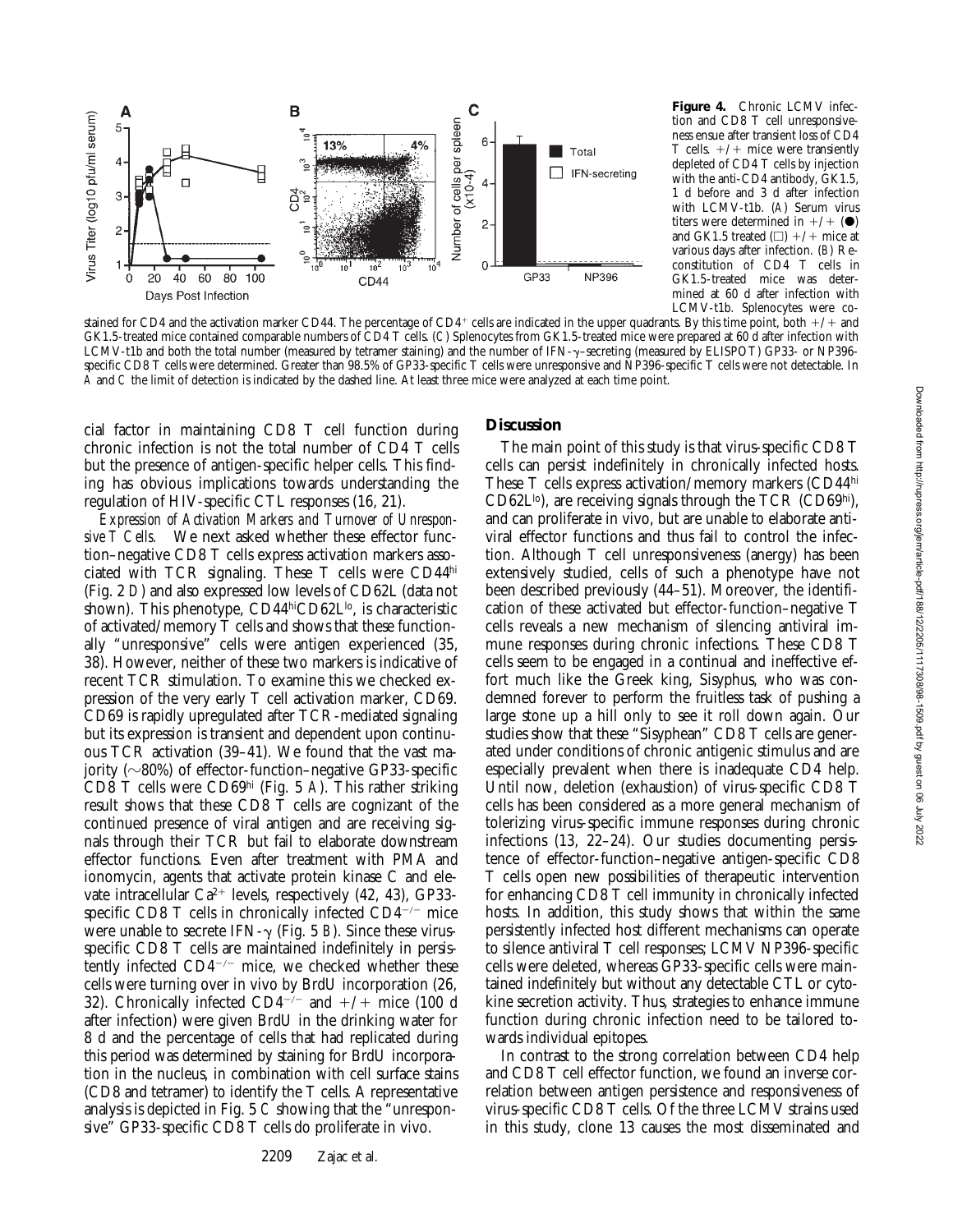A

Virus Titer (log10 pfu/ml serum)

Days Post Infection

B

13%

4%

CD4

CD44

C

Number of cells per spleen (x10-4)

Total

IFN-secreting

GP33

NP396

**Figure 4.** Chronic LCMV infection and CD8 T cell unresponsiveness ensue after transient loss of CD4 T cells. +/+ mice were transiently depleted of CD4 T cells by injection with the anti-CD4 antibody, GK1.5, 1 d before and 3 d after infection with LCMV-t1b. (*A*) Serum virus titers were determined in +/+ (●) and GK1.5 treated (□) +/+ mice at various days after infection. (*B*) Reconstitution of CD4 T cells in GK1.5-treated mice was determined at 60 d after infection with LCMV-t1b. Splenocytes were costained for CD4 and the activation marker CD44. The percentage of $CD4^+$ cells are indicated in the upper quadrants. By this time point, both +/+ and GK1.5-treated mice contained comparable numbers of CD4 T cells. (*C*) Splenocytes from GK1.5-treated mice were prepared at 60 d after infection with LCMV-t1b and both the total number (measured by tetramer staining) and the number of IFN-γ–secreting (measured by ELISPOT) GP33- or NP396-specific CD8 T cells were determined. Greater than 98.5% of GP33-specific T cells were unresponsive and NP396-specific T cells were not detectable. In *A* and *C* the limit of detection is indicated by the dashed line. At least three mice were analyzed at each time point.

cial factor in maintaining CD8 T cell function during chronic infection is not the total number of CD4 T cells but the presence of antigen-specific helper cells. This finding has obvious implications towards understanding the regulation of HIV-specific CTL responses (16, 21).

*Expression of Activation Markers and Turnover of Unresponsive T Cells.* We next asked whether these effector function–negative CD8 T cells express activation markers associated with TCR signaling. These T cells were $CD44^{hi}$ (Fig. 2 *D*) and also expressed low levels of CD62L (data not shown). This phenotype, $CD44^{hi}CD62L^{lo}$, is characteristic of activated/memory T cells and shows that these functionally "unresponsive" cells were antigen experienced (35, 38). However, neither of these two markers is indicative of recent TCR stimulation. To examine this we checked expression of the very early T cell activation marker, CD69. CD69 is rapidly upregulated after TCR-mediated signaling but its expression is transient and dependent upon continuous TCR activation (39–41). We found that the vast majority (~80%) of effector-function–negative GP33-specific CD8 T cells were $CD69^{hi}$ (Fig. 5 *A*). This rather striking result shows that these CD8 T cells are cognizant of the continued presence of viral antigen and are receiving signals through their TCR but fail to elaborate downstream effector functions. Even after treatment with PMA and ionomycin, agents that activate protein kinase C and elevate intracellular $Ca^{2+}$ levels, respectively (42, 43), GP33-specific CD8 T cells in chronically infected $CD4^{-/-}$ mice were unable to secrete IFN-γ (Fig. 5 *B*). Since these virus-specific CD8 T cells are maintained indefinitely in persistently infected $CD4^{-/-}$ mice, we checked whether these cells were turning over in vivo by BrdU incorporation (26, 32). Chronically infected $CD4^{-/-}$ and +/+ mice (100 d after infection) were given BrdU in the drinking water for 8 d and the percentage of cells that had replicated during this period was determined by staining for BrdU incorporation in the nucleus, in combination with cell surface stains (CD8 and tetramer) to identify the T cells. A representative analysis is depicted in Fig. 5 *C* showing that the "unresponsive" GP33-specific CD8 T cells do proliferate in vivo.

## Discussion

The main point of this study is that virus-specific CD8 T cells can persist indefinitely in chronically infected hosts. These T cells express activation/memory markers ($CD44^{hi}$ $CD62L^{lo}$), are receiving signals through the TCR ($CD69^{hi}$), and can proliferate in vivo, but are unable to elaborate antiviral effector functions and thus fail to control the infection. Although T cell unresponsiveness (anergy) has been extensively studied, cells of such a phenotype have not been described previously (44–51). Moreover, the identification of these activated but effector-function–negative T cells reveals a new mechanism of silencing antiviral immune responses during chronic infections. These CD8 T cells seem to be engaged in a continual and ineffective effort much like the Greek king, Sisyphus, who was condemned forever to perform the fruitless task of pushing a large stone up a hill only to see it roll down again. Our studies show that these "Sisyphean" CD8 T cells are generated under conditions of chronic antigenic stimulus and are especially prevalent when there is inadequate CD4 help. Until now, deletion (exhaustion) of virus-specific CD8 T cells has been considered as a more general mechanism of tolerizing virus-specific immune responses during chronic infections (13, 22–24). Our studies documenting persistence of effector-function–negative antigen-specific CD8 T cells open new possibilities of therapeutic intervention for enhancing CD8 T cell immunity in chronically infected hosts. In addition, this study shows that within the same persistently infected host different mechanisms can operate to silence antiviral T cell responses; LCMV NP396-specific cells were deleted, whereas GP33-specific cells were maintained indefinitely but without any detectable CTL or cytokine secretion activity. Thus, strategies to enhance immune function during chronic infection need to be tailored towards individual epitopes.

In contrast to the strong correlation between CD4 help and CD8 T cell effector function, we found an inverse correlation between antigen persistence and responsiveness of virus-specific CD8 T cells. Of the three LCMV strains used in this study, clone 13 causes the most disseminated and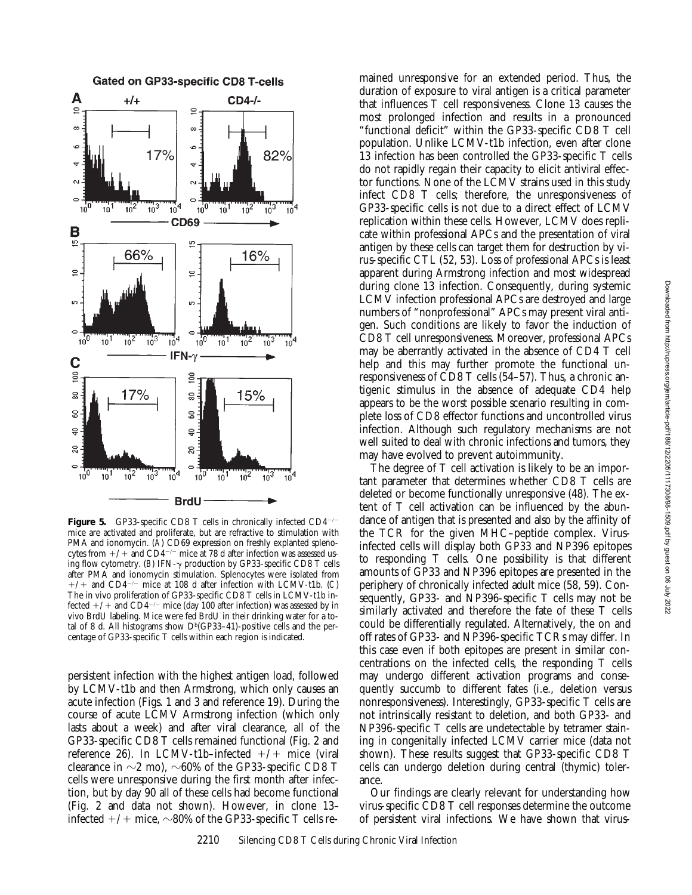Gated on GP33-specific CD8 T-cells

A

+/+

CD4-/-

17%

82%

CD69

B

66%

16%

IFN-γ

C

17%

15%

BrdU

**Figure 5.** GP33-specific CD8 T cells in chronically infected CD4$^{-/-}$ mice are activated and proliferate, but are refractory to stimulation with PMA and ionomycin. (A) CD69 expression on freshly explanted splenocytes from +/+ and CD4$^{-/-}$ mice at 78 d after infection was assessed using flow cytometry. (B) IFN-γ production by GP33-specific CD8 T cells after PMA and ionomycin stimulation. Splenocytes were isolated from +/+ and CD4$^{-/-}$ mice at 108 d after infection with LCMV-t1b. (C) The in vivo proliferation of GP33-specific CD8 T cells in LCMV-t1b infected +/+ and CD4$^{-/-}$ mice (day 100 after infection) was assessed by in vivo BrdU labeling. Mice were fed BrdU in their drinking water for a total of 8 d. All histograms show D$^{b}$(GP33–41)-positive cells and the percentage of GP33-specific T cells within each region is indicated.

persistent infection with the highest antigen load, followed by LCMV-t1b and then Armstrong, which only causes an acute infection (Figs. 1 and 3 and reference 19). During the course of acute LCMV Armstrong infection (which only lasts about a week) and after viral clearance, all of the GP33-specific CD8 T cells remained functional (Fig. 2 and reference 26). In LCMV-t1b–infected +/+ mice (viral clearance in ~2 mo), ~60% of the GP33-specific CD8 T cells were unresponsive during the first month after infection, but by day 90 all of these cells had become functional (Fig. 2 and data not shown). However, in clone 13–infected +/+ mice, ~80% of the GP33-specific T cells remained unresponsive for an extended period. Thus, the duration of exposure to viral antigen is a critical parameter that influences T cell responsiveness. Clone 13 causes the most prolonged infection and results in a pronounced "functional deficit" within the GP33-specific CD8 T cell population. Unlike LCMV-t1b infection, even after clone 13 infection has been controlled the GP33-specific T cells do not rapidly regain their capacity to elicit antiviral effector functions. None of the LCMV strains used in this study infect CD8 T cells; therefore, the unresponsiveness of GP33-specific cells is not due to a direct effect of LCMV replication within these cells. However, LCMV does replicate within professional APCs and the presentation of viral antigen by these cells can target them for destruction by virus-specific CTL (52, 53). Loss of professional APCs is least apparent during Armstrong infection and most widespread during clone 13 infection. Consequently, during systemic LCMV infection professional APCs are destroyed and large numbers of "nonprofessional" APCs may present viral antigen. Such conditions are likely to favor the induction of CD8 T cell unresponsiveness. Moreover, professional APCs may be aberrantly activated in the absence of CD4 T cell help and this may further promote the functional unresponsiveness of CD8 T cells (54–57). Thus, a chronic antigenic stimulus in the absence of adequate CD4 help appears to be the worst possible scenario resulting in complete loss of CD8 effector functions and uncontrolled virus infection. Although such regulatory mechanisms are not well suited to deal with chronic infections and tumors, they may have evolved to prevent autoimmunity.

The degree of T cell activation is likely to be an important parameter that determines whether CD8 T cells are deleted or become functionally unresponsive (48). The extent of T cell activation can be influenced by the abundance of antigen that is presented and also by the affinity of the TCR for the given MHC–peptide complex. Virus-infected cells will display both GP33 and NP396 epitopes to responding T cells. One possibility is that different amounts of GP33 and NP396 epitopes are presented in the periphery of chronically infected adult mice (58, 59). Consequently, GP33- and NP396-specific T cells may not be similarly activated and therefore the fate of these T cells could be differentially regulated. Alternatively, the on and off rates of GP33- and NP396-specific TCRs may differ. In this case even if both epitopes are present in similar concentrations on the infected cells, the responding T cells may undergo different activation programs and consequently succumb to different fates (i.e., deletion versus nonresponsiveness). Interestingly, GP33-specific T cells are not intrinsically resistant to deletion, and both GP33- and NP396-specific T cells are undetectable by tetramer staining in congenitally infected LCMV carrier mice (data not shown). These results suggest that GP33-specific CD8 T cells can undergo deletion during central (thymic) tolerance.

Our findings are clearly relevant for understanding how virus-specific CD8 T cell responses determine the outcome of persistent viral infections. We have shown that virus-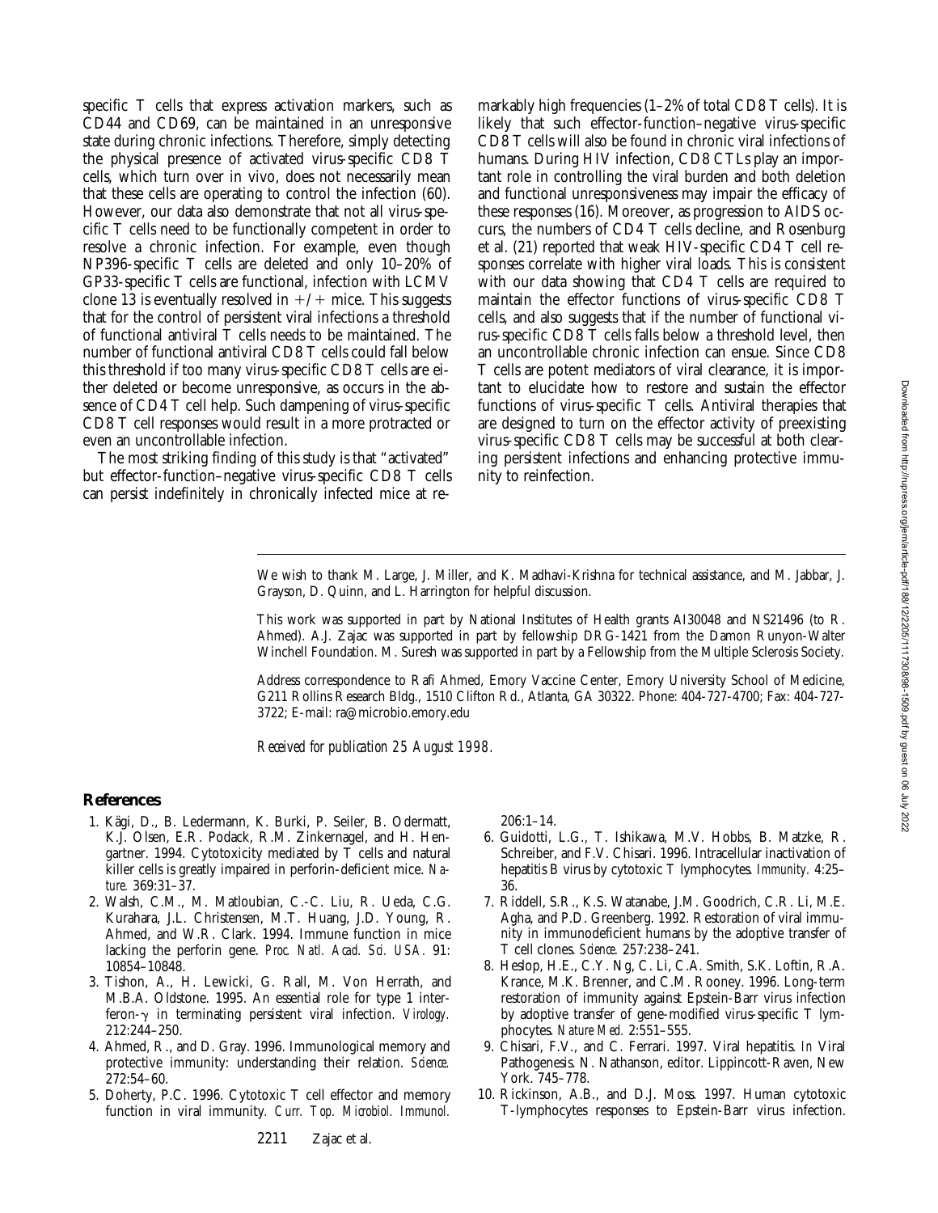specific T cells that express activation markers, such as CD44 and CD69, can be maintained in an unresponsive state during chronic infections. Therefore, simply detecting the physical presence of activated virus-specific CD8 T cells, which turn over in vivo, does not necessarily mean that these cells are operating to control the infection (60). However, our data also demonstrate that not all virus-specific T cells need to be functionally competent in order to resolve a chronic infection. For example, even though NP396-specific T cells are deleted and only 10–20% of GP33-specific T cells are functional, infection with LCMV clone 13 is eventually resolved in +/+ mice. This suggests that for the control of persistent viral infections a threshold of functional antiviral T cells needs to be maintained. The number of functional antiviral CD8 T cells could fall below this threshold if too many virus-specific CD8 T cells are either deleted or become unresponsive, as occurs in the absence of CD4 T cell help. Such dampening of virus-specific CD8 T cell responses would result in a more protracted or even an uncontrollable infection.

The most striking finding of this study is that "activated" but effector-function–negative virus-specific CD8 T cells can persist indefinitely in chronically infected mice at remarkably high frequencies (1–2% of total CD8 T cells). It is likely that such effector-function–negative virus-specific CD8 T cells will also be found in chronic viral infections of humans. During HIV infection, CD8 CTLs play an important role in controlling the viral burden and both deletion and functional unresponsiveness may impair the efficacy of these responses (16). Moreover, as progression to AIDS occurs, the numbers of CD4 T cells decline, and Rosenburg et al. (21) reported that weak HIV-specific CD4 T cell responses correlate with higher viral loads. This is consistent with our data showing that CD4 T cells are required to maintain the effector functions of virus-specific CD8 T cells, and also suggests that if the number of functional virus-specific CD8 T cells falls below a threshold level, then an uncontrollable chronic infection can ensue. Since CD8 T cells are potent mediators of viral clearance, it is important to elucidate how to restore and sustain the effector functions of virus-specific T cells. Antiviral therapies that are designed to turn on the effector activity of preexisting virus-specific CD8 T cells may be successful at both clearing persistent infections and enhancing protective immunity to reinfection.

We wish to thank M. Large, J. Miller, and K. Madhavi-Krishna for technical assistance, and M. Jabbar, J. Grayson, D. Quinn, and L. Harrington for helpful discussion.

This work was supported in part by National Institutes of Health grants AI30048 and NS21496 (to R. Ahmed). A.J. Zajac was supported in part by fellowship DRG-1421 from the Damon Runyon-Walter Winchell Foundation. M. Suresh was supported in part by a Fellowship from the Multiple Sclerosis Society.

Address correspondence to Rafi Ahmed, Emory Vaccine Center, Emory University School of Medicine, G211 Rollins Research Bldg., 1510 Clifton Rd., Atlanta, GA 30322. Phone: 404-727-4700; Fax: 404-727-3722; E-mail: ra@microbio.emory.edu

*Received for publication 25 August 1998.*

## References

1. Kägi, D., B. Ledermann, K. Burki, P. Seiler, B. Odermatt, K.J. Olsen, E.R. Podack, R.M. Zinkernagel, and H. Hengartner. 1994. Cytotoxicity mediated by T cells and natural killer cells is greatly impaired in perforin-deficient mice. *Nature.* 369:31–37.
2. Walsh, C.M., M. Matloubian, C.-C. Liu, R. Ueda, C.G. Kurahara, J.L. Christensen, M.T. Huang, J.D. Young, R. Ahmed, and W.R. Clark. 1994. Immune function in mice lacking the perforin gene. *Proc. Natl. Acad. Sci. USA.* 91: 10854–10848.
3. Tishon, A., H. Lewicki, G. Rall, M. Von Herrath, and M.B.A. Oldstone. 1995. An essential role for type 1 interferon-γ in terminating persistent viral infection. *Virology.* 212:244–250.
4. Ahmed, R., and D. Gray. 1996. Immunological memory and protective immunity: understanding their relation. *Science.* 272:54–60.
5. Doherty, P.C. 1996. Cytotoxic T cell effector and memory function in viral immunity. *Curr. Top. Microbiol. Immunol.* 206:1–14.
6. Guidotti, L.G., T. Ishikawa, M.V. Hobbs, B. Matzke, R. Schreiber, and F.V. Chisari. 1996. Intracellular inactivation of hepatitis B virus by cytotoxic T lymphocytes. *Immunity.* 4:25–36.
7. Riddell, S.R., K.S. Watanabe, J.M. Goodrich, C.R. Li, M.E. Agha, and P.D. Greenberg. 1992. Restoration of viral immunity in immunodeficient humans by the adoptive transfer of T cell clones. *Science.* 257:238–241.
8. Heslop, H.E., C.Y. Ng, C. Li, C.A. Smith, S.K. Loftin, R.A. Krance, M.K. Brenner, and C.M. Rooney. 1996. Long-term restoration of immunity against Epstein-Barr virus infection by adoptive transfer of gene-modified virus-specific T lymphocytes. *Nature Med.* 2:551–555.
9. Chisari, F.V., and C. Ferrari. 1997. Viral hepatitis. *In* Viral Pathogenesis. N. Nathanson, editor. Lippincott-Raven, New York. 745–778.
10. Rickinson, A.B., and D.J. Moss. 1997. Human cytotoxic T-lymphocytes responses to Epstein-Barr virus infection.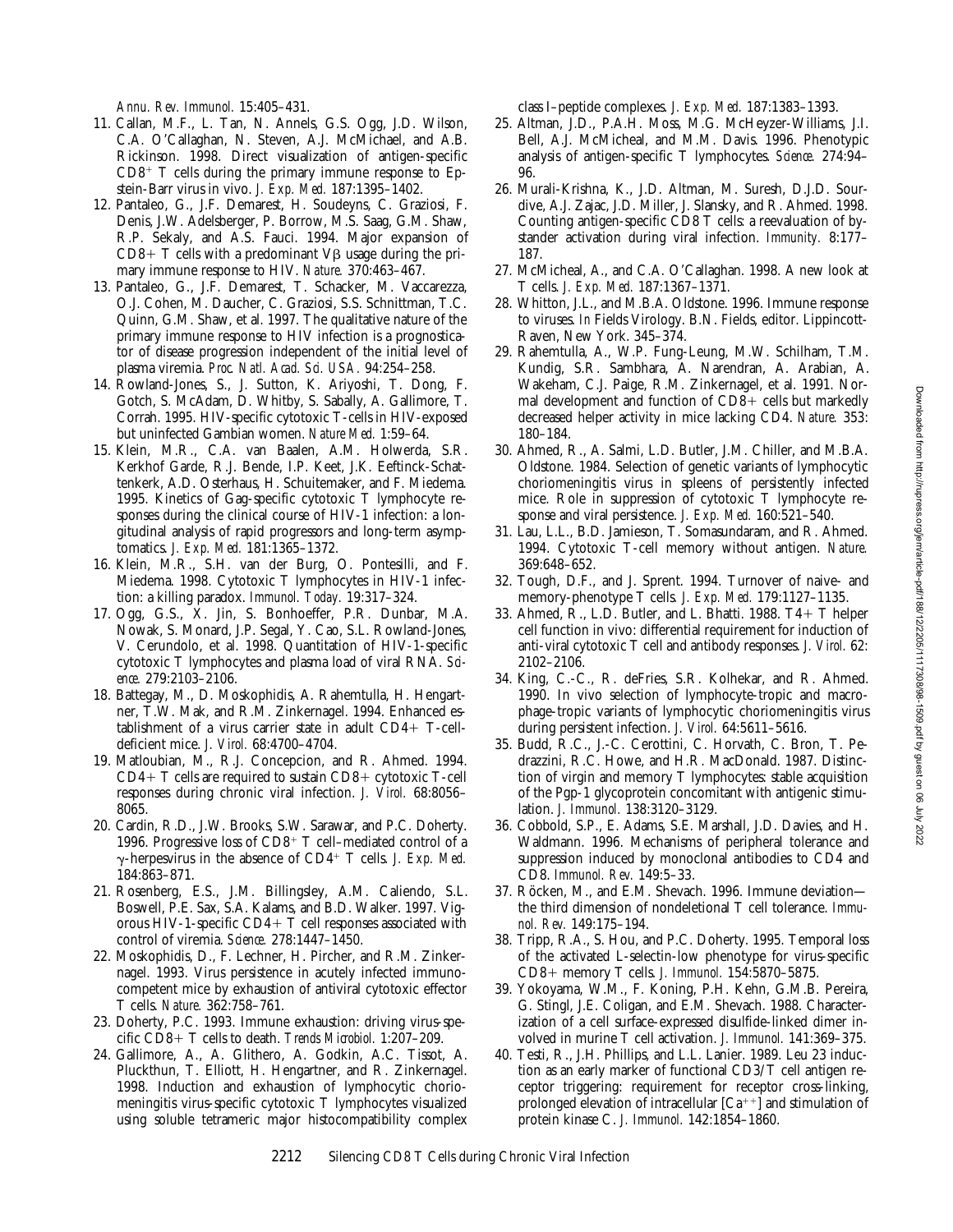Annu. Rev. Immunol. 15:405–431.

11. Callan, M.F., L. Tan, N. Annels, G.S. Ogg, J.D. Wilson, C.A. O'Callaghan, N. Steven, A.J. McMichael, and A.B. Rickinson. 1998. Direct visualization of antigen-specific $CD8^+$ T cells during the primary immune response to Epstein-Barr virus in vivo. *J. Exp. Med.* 187:1395–1402.
12. Pantaleo, G., J.F. Demarest, H. Soudeyns, C. Graziosi, F. Denis, J.W. Adelsberger, P. Borrow, M.S. Saag, G.M. Shaw, R.P. Sekaly, and A.S. Fauci. 1994. Major expansion of CD8+ T cells with a predominant V$\beta$ usage during the primary immune response to HIV. *Nature.* 370:463–467.
13. Pantaleo, G., J.F. Demarest, T. Schacker, M. Vaccarezza, O.J. Cohen, M. Daucher, C. Graziosi, S.S. Schnittman, T.C. Quinn, G.M. Shaw, et al. 1997. The qualitative nature of the primary immune response to HIV infection is a prognosticator of disease progression independent of the initial level of plasma viremia. *Proc. Natl. Acad. Sci. USA.* 94:254–258.
14. Rowland-Jones, S., J. Sutton, K. Ariyoshi, T. Dong, F. Gotch, S. McAdam, D. Whitby, S. Sabally, A. Gallimore, T. Corrah. 1995. HIV-specific cytotoxic T-cells in HIV-exposed but uninfected Gambian women. *Nature Med.* 1:59–64.
15. Klein, M.R., C.A. van Baalen, A.M. Holwerda, S.R. Kerkhof Garde, R.J. Bende, I.P. Keet, J.K. Eeftinck-Schattenkerk, A.D. Osterhaus, H. Schuitemaker, and F. Miedema. 1995. Kinetics of Gag-specific cytotoxic T lymphocyte responses during the clinical course of HIV-1 infection: a longitudinal analysis of rapid progressors and long-term asymptomatics. *J. Exp. Med.* 181:1365–1372.
16. Klein, M.R., S.H. van der Burg, O. Pontesilli, and F. Miedema. 1998. Cytotoxic T lymphocytes in HIV-1 infection: a killing paradox. *Immunol. Today.* 19:317–324.
17. Ogg, G.S., X. Jin, S. Bonhoeffer, P.R. Dunbar, M.A. Nowak, S. Monard, J.P. Segal, Y. Cao, S.L. Rowland-Jones, V. Cerundolo, et al. 1998. Quantitation of HIV-1-specific cytotoxic T lymphocytes and plasma load of viral RNA. *Science.* 279:2103–2106.
18. Battegay, M., D. Moskophidis, A. Rahemtulla, H. Hengartner, T.W. Mak, and R.M. Zinkernagel. 1994. Enhanced establishment of a virus carrier state in adult CD4+ T-cell-deficient mice. *J. Virol.* 68:4700–4704.
19. Matloubian, M., R.J. Concepcion, and R. Ahmed. 1994. CD4+ T cells are required to sustain CD8+ cytotoxic T-cell responses during chronic viral infection. *J. Virol.* 68:8056–8065.
20. Cardin, R.D., J.W. Brooks, S.W. Sarawar, and P.C. Doherty. 1996. Progressive loss of $CD8^+$ T cell–mediated control of a $\gamma$-herpesvirus in the absence of $CD4^+$ T cells. *J. Exp. Med.* 184:863–871.
21. Rosenberg, E.S., J.M. Billingsley, A.M. Caliendo, S.L. Boswell, P.E. Sax, S.A. Kalams, and B.D. Walker. 1997. Vigorous HIV-1-specific CD4+ T cell responses associated with control of viremia. *Science.* 278:1447–1450.
22. Moskophidis, D., F. Lechner, H. Pircher, and R.M. Zinkernagel. 1993. Virus persistence in acutely infected immunocompetent mice by exhaustion of antiviral cytotoxic effector T cells. *Nature.* 362:758–761.
23. Doherty, P.C. 1993. Immune exhaustion: driving virus-specific CD8+ T cells to death. *Trends Microbiol.* 1:207–209.
24. Gallimore, A., A. Glithero, A. Godkin, A.C. Tissot, A. Pluckthun, T. Elliott, H. Hengartner, and R. Zinkernagel. 1998. Induction and exhaustion of lymphocytic choriomeningitis virus-specific cytotoxic T lymphocytes visualized using soluble tetrameric major histocompatibility complex class I–peptide complexes. *J. Exp. Med.* 187:1383–1393.
25. Altman, J.D., P.A.H. Moss, M.G. McHeyzer-Williams, J.I. Bell, A.J. McMicheal, and M.M. Davis. 1996. Phenotypic analysis of antigen-specific T lymphocytes. *Science.* 274:94–96.
26. Murali-Krishna, K., J.D. Altman, M. Suresh, D.J.D. Sourdive, A.J. Zajac, J.D. Miller, J. Slansky, and R. Ahmed. 1998. Counting antigen-specific CD8 T cells: a reevaluation of bystander activation during viral infection. *Immunity.* 8:177–187.
27. McMicheal, A., and C.A. O'Callaghan. 1998. A new look at T cells. *J. Exp. Med.* 187:1367–1371.
28. Whitton, J.L., and M.B.A. Oldstone. 1996. Immune response to viruses. *In* Fields Virology. B.N. Fields, editor. Lippincott-Raven, New York. 345–374.
29. Rahemtulla, A., W.P. Fung-Leung, M.W. Schilham, T.M. Kundig, S.R. Sambhara, A. Narendran, A. Arabian, A. Wakeham, C.J. Paige, R.M. Zinkernagel, et al. 1991. Normal development and function of CD8+ cells but markedly decreased helper activity in mice lacking CD4. *Nature.* 353: 180–184.
30. Ahmed, R., A. Salmi, L.D. Butler, J.M. Chiller, and M.B.A. Oldstone. 1984. Selection of genetic variants of lymphocytic choriomeningitis virus in spleens of persistently infected mice. Role in suppression of cytotoxic T lymphocyte response and viral persistence. *J. Exp. Med.* 160:521–540.
31. Lau, L.L., B.D. Jamieson, T. Somasundaram, and R. Ahmed. 1994. Cytotoxic T-cell memory without antigen. *Nature.* 369:648–652.
32. Tough, D.F., and J. Sprent. 1994. Turnover of naive- and memory-phenotype T cells. *J. Exp. Med.* 179:1127–1135.
33. Ahmed, R., L.D. Butler, and L. Bhatti. 1988. T4+ T helper cell function in vivo: differential requirement for induction of anti-viral cytotoxic T cell and antibody responses. *J. Virol.* 62: 2102–2106.
34. King, C.-C., R. deFries, S.R. Kolhekar, and R. Ahmed. 1990. In vivo selection of lymphocyte-tropic and macrophage-tropic variants of lymphocytic choriomeningitis virus during persistent infection. *J. Virol.* 64:5611–5616.
35. Budd, R.C., J.-C. Cerottini, C. Horvath, C. Bron, T. Pedrazzini, R.C. Howe, and H.R. MacDonald. 1987. Distinction of virgin and memory T lymphocytes: stable acquisition of the Pgp-1 glycoprotein concomitant with antigenic stimulation. *J. Immunol.* 138:3120–3129.
36. Cobbold, S.P., E. Adams, S.E. Marshall, J.D. Davies, and H. Waldmann. 1996. Mechanisms of peripheral tolerance and suppression induced by monoclonal antibodies to CD4 and CD8. *Immunol. Rev.* 149:5–33.
37. Röcken, M., and E.M. Shevach. 1996. Immune deviation—the third dimension of nondeletional T cell tolerance. *Immunol. Rev.* 149:175–194.
38. Tripp, R.A., S. Hou, and P.C. Doherty. 1995. Temporal loss of the activated L-selectin-low phenotype for virus-specific CD8+ memory T cells. *J. Immunol.* 154:5870–5875.
39. Yokoyama, W.M., F. Koning, P.H. Kehn, G.M.B. Pereira, G. Stingl, J.E. Coligan, and E.M. Shevach. 1988. Characterization of a cell surface-expressed disulfide-linked dimer involved in murine T cell activation. *J. Immunol.* 141:369–375.
40. Testi, R., J.H. Phillips, and L.L. Lanier. 1989. Leu 23 induction as an early marker of functional CD3/T cell antigen receptor triggering: requirement for receptor cross-linking, prolonged elevation of intracellular $[Ca^{++}]$ and stimulation of protein kinase C. *J. Immunol.* 142:1854–1860.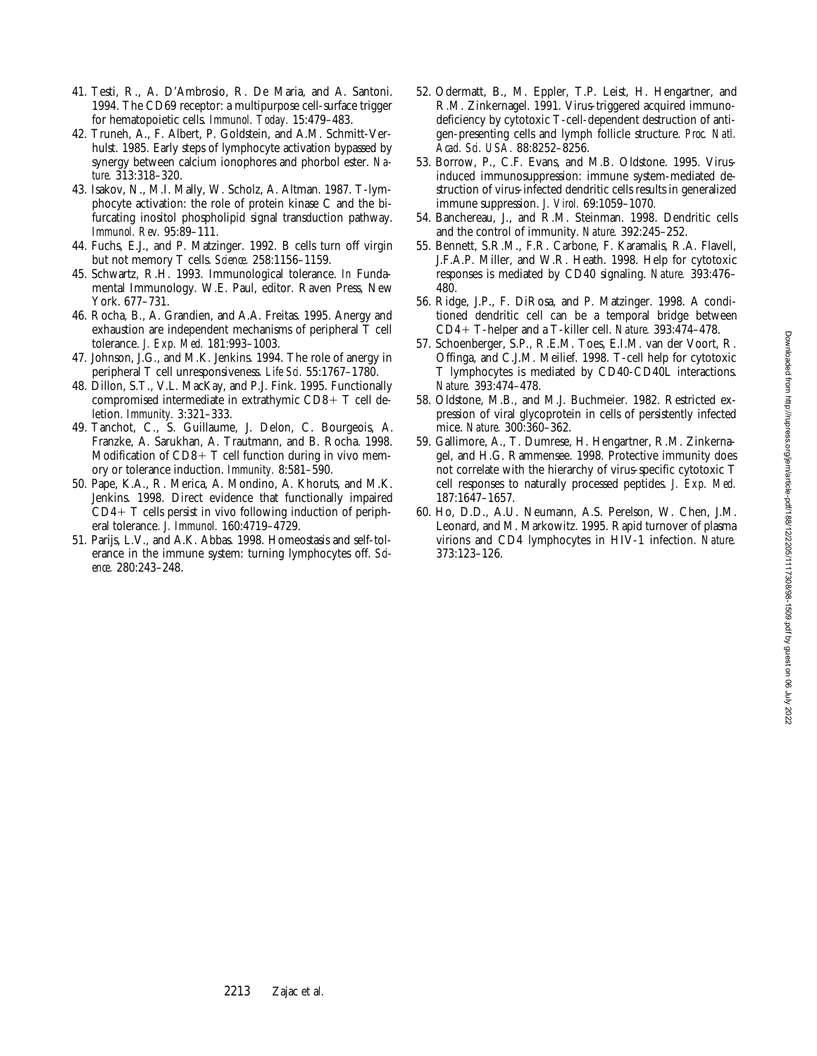41. Testi, R., A. D'Ambrosio, R. De Maria, and A. Santoni. 1994. The CD69 receptor: a multipurpose cell-surface trigger for hematopoietic cells. *Immunol. Today.* 15:479–483.
42. Truneh, A., F. Albert, P. Goldstein, and A.M. Schmitt-Verhulst. 1985. Early steps of lymphocyte activation bypassed by synergy between calcium ionophores and phorbol ester. *Nature.* 313:318–320.
43. Isakov, N., M.I. Mally, W. Scholz, A. Altman. 1987. T-lymphocyte activation: the role of protein kinase C and the bifurcating inositol phospholipid signal transduction pathway. *Immunol. Rev.* 95:89–111.
44. Fuchs, E.J., and P. Matzinger. 1992. B cells turn off virgin but not memory T cells. *Science.* 258:1156–1159.
45. Schwartz, R.H. 1993. Immunological tolerance. *In* Fundamental Immunology. W.E. Paul, editor. Raven Press, New York. 677–731.
46. Rocha, B., A. Grandien, and A.A. Freitas. 1995. Anergy and exhaustion are independent mechanisms of peripheral T cell tolerance. *J. Exp. Med.* 181:993–1003.
47. Johnson, J.G., and M.K. Jenkins. 1994. The role of anergy in peripheral T cell unresponsiveness. *Life Sci.* 55:1767–1780.
48. Dillon, S.T., V.L. MacKay, and P.J. Fink. 1995. Functionally compromised intermediate in extrathymic CD8+ T cell deletion. *Immunity.* 3:321–333.
49. Tanchot, C., S. Guillaume, J. Delon, C. Bourgeois, A. Franzke, A. Sarukhan, A. Trautmann, and B. Rocha. 1998. Modification of CD8+ T cell function during in vivo memory or tolerance induction. *Immunity.* 8:581–590.
50. Pape, K.A., R. Merica, A. Mondino, A. Khoruts, and M.K. Jenkins. 1998. Direct evidence that functionally impaired CD4+ T cells persist in vivo following induction of peripheral tolerance. *J. Immunol.* 160:4719–4729.
51. Parijs, L.V., and A.K. Abbas. 1998. Homeostasis and self-tolerance in the immune system: turning lymphocytes off. *Science.* 280:243–248.
52. Odermatt, B., M. Eppler, T.P. Leist, H. Hengartner, and R.M. Zinkernagel. 1991. Virus-triggered acquired immunodeficiency by cytotoxic T-cell-dependent destruction of antigen-presenting cells and lymph follicle structure. *Proc. Natl. Acad. Sci. USA.* 88:8252–8256.
53. Borrow, P., C.F. Evans, and M.B. Oldstone. 1995. Virus-induced immunosuppression: immune system-mediated destruction of virus-infected dendritic cells results in generalized immune suppression. *J. Virol.* 69:1059–1070.
54. Banchereau, J., and R.M. Steinman. 1998. Dendritic cells and the control of immunity. *Nature.* 392:245–252.
55. Bennett, S.R.M., F.R. Carbone, F. Karamalis, R.A. Flavell, J.F.A.P. Miller, and W.R. Heath. 1998. Help for cytotoxic responses is mediated by CD40 signaling. *Nature.* 393:476–480.
56. Ridge, J.P., F. DiRosa, and P. Matzinger. 1998. A conditioned dendritic cell can be a temporal bridge between CD4+ T-helper and a T-killer cell. *Nature.* 393:474–478.
57. Schoenberger, S.P., R.E.M. Toes, E.I.M. van der Voort, R. Offinga, and C.J.M. Meilief. 1998. T-cell help for cytotoxic T lymphocytes is mediated by CD40-CD40L interactions. *Nature.* 393:474–478.
58. Oldstone, M.B., and M.J. Buchmeier. 1982. Restricted expression of viral glycoprotein in cells of persistently infected mice. *Nature.* 300:360–362.
59. Gallimore, A., T. Dumrese, H. Hengartner, R.M. Zinkernagel, and H.G. Rammensee. 1998. Protective immunity does not correlate with the hierarchy of virus-specific cytotoxic T cell responses to naturally processed peptides. *J. Exp. Med.* 187:1647–1657.
60. Ho, D.D., A.U. Neumann, A.S. Perelson, W. Chen, J.M. Leonard, and M. Markowitz. 1995. Rapid turnover of plasma virions and CD4 lymphocytes in HIV-1 infection. *Nature.* 373:123–126.